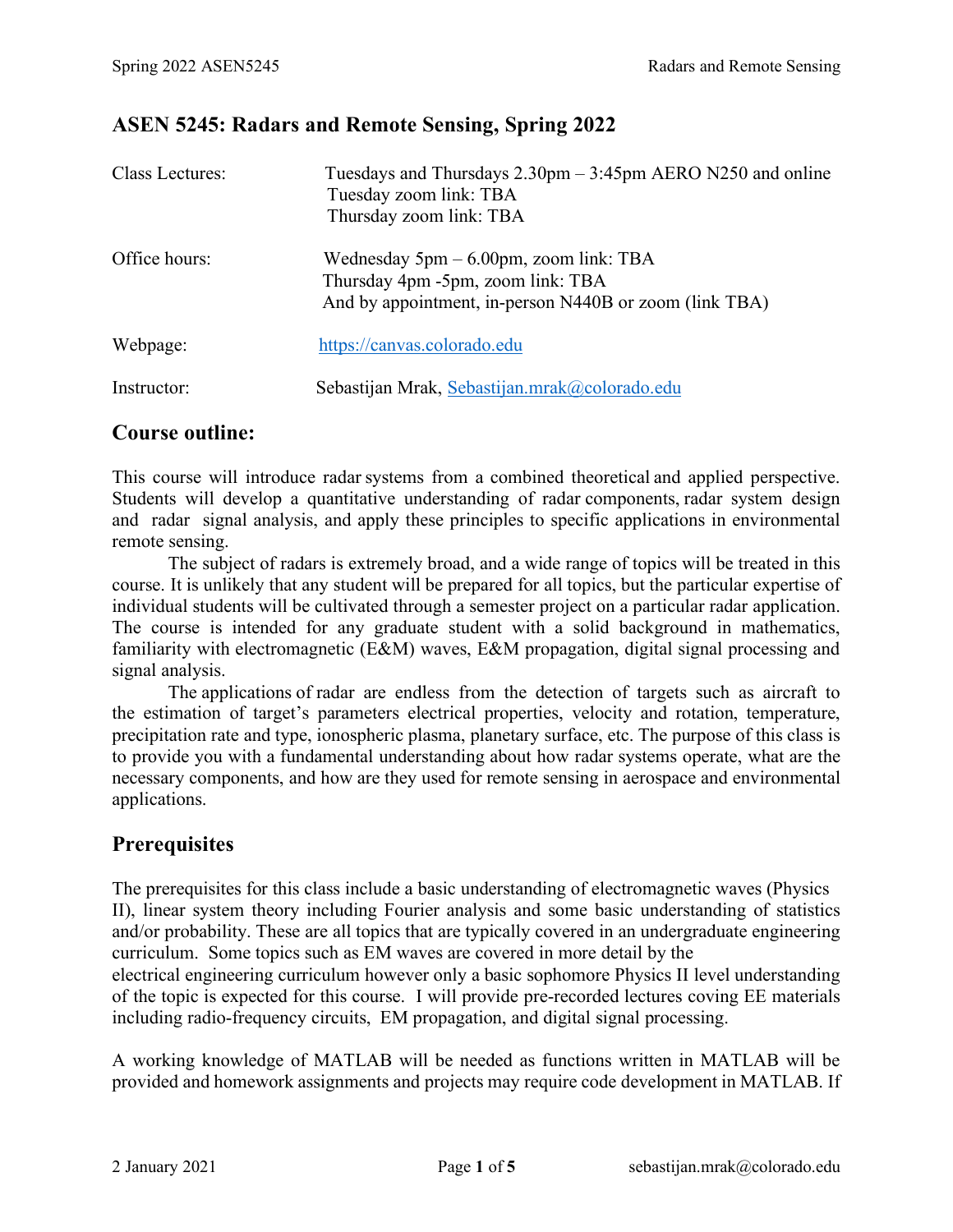# ASEN 5245: Radars and Remote Sensing, Spring 2022

| | |
|---|---|
| Class Lectures: | Tuesdays and Thursdays 2.30pm – 3:45pm AERO N250 and online<br>Tuesday zoom link: TBA<br>Thursday zoom link: TBA |
| Office hours: | Wednesday 5pm – 6.00pm, zoom link: TBA<br>Thursday 4pm -5pm, zoom link: TBA<br>And by appointment, in-person N440B or zoom (link TBA) |
| Webpage: | https://canvas.colorado.edu |
| Instructor: | Sebastijan Mrak, Sebastijan.mrak@colorado.edu |

## Course outline:

This course will introduce radar systems from a combined theoretical and applied perspective. Students will develop a quantitative understanding of radar components, radar system design and radar signal analysis, and apply these principles to specific applications in environmental remote sensing.

The subject of radars is extremely broad, and a wide range of topics will be treated in this course. It is unlikely that any student will be prepared for all topics, but the particular expertise of individual students will be cultivated through a semester project on a particular radar application. The course is intended for any graduate student with a solid background in mathematics, familiarity with electromagnetic (E&M) waves, E&M propagation, digital signal processing and signal analysis.

The applications of radar are endless from the detection of targets such as aircraft to the estimation of target's parameters electrical properties, velocity and rotation, temperature, precipitation rate and type, ionospheric plasma, planetary surface, etc. The purpose of this class is to provide you with a fundamental understanding about how radar systems operate, what are the necessary components, and how are they used for remote sensing in aerospace and environmental applications.

## Prerequisites

The prerequisites for this class include a basic understanding of electromagnetic waves (Physics II), linear system theory including Fourier analysis and some basic understanding of statistics and/or probability. These are all topics that are typically covered in an undergraduate engineering curriculum. Some topics such as EM waves are covered in more detail by the electrical engineering curriculum however only a basic sophomore Physics II level understanding of the topic is expected for this course. I will provide pre-recorded lectures coving EE materials including radio-frequency circuits, EM propagation, and digital signal processing.

A working knowledge of MATLAB will be needed as functions written in MATLAB will be provided and homework assignments and projects may require code development in MATLAB. If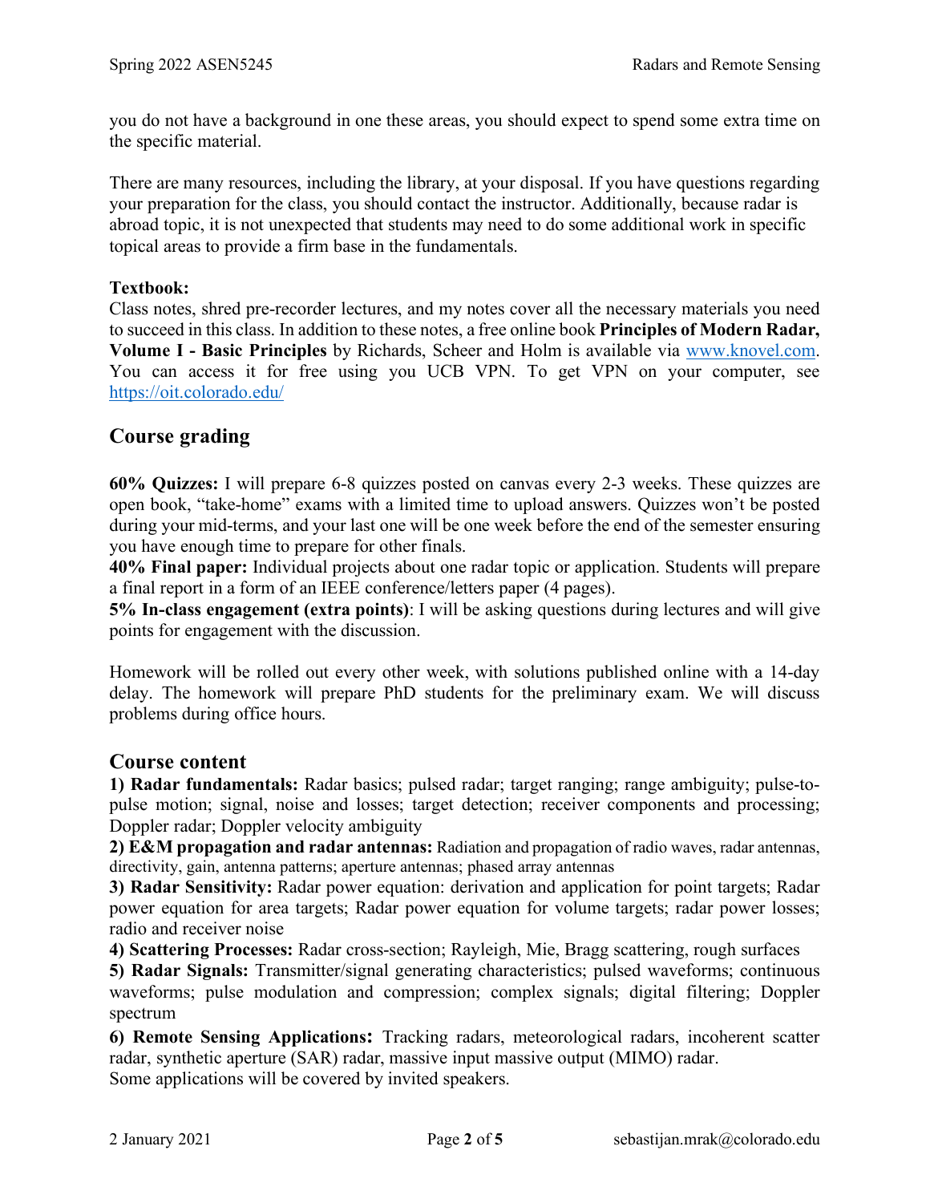you do not have a background in one these areas, you should expect to spend some extra time on the specific material.

There are many resources, including the library, at your disposal. If you have questions regarding your preparation for the class, you should contact the instructor. Additionally, because radar is abroad topic, it is not unexpected that students may need to do some additional work in specific topical areas to provide a firm base in the fundamentals.

**Textbook:**
Class notes, shred pre-recorder lectures, and my notes cover all the necessary materials you need to succeed in this class. In addition to these notes, a free online book **Principles of Modern Radar, Volume I - Basic Principles** by Richards, Scheer and Holm is available via www.knovel.com. You can access it for free using you UCB VPN. To get VPN on your computer, see https://oit.colorado.edu/

## Course grading

**60% Quizzes:** I will prepare 6-8 quizzes posted on canvas every 2-3 weeks. These quizzes are open book, "take-home" exams with a limited time to upload answers. Quizzes won't be posted during your mid-terms, and your last one will be one week before the end of the semester ensuring you have enough time to prepare for other finals.
**40% Final paper:** Individual projects about one radar topic or application. Students will prepare a final report in a form of an IEEE conference/letters paper (4 pages).
**5% In-class engagement (extra points)**: I will be asking questions during lectures and will give points for engagement with the discussion.

Homework will be rolled out every other week, with solutions published online with a 14-day delay. The homework will prepare PhD students for the preliminary exam. We will discuss problems during office hours.

## Course content

**1) Radar fundamentals:** Radar basics; pulsed radar; target ranging; range ambiguity; pulse-to-pulse motion; signal, noise and losses; target detection; receiver components and processing; Doppler radar; Doppler velocity ambiguity
**2) E&M propagation and radar antennas:** Radiation and propagation of radio waves, radar antennas, directivity, gain, antenna patterns; aperture antennas; phased array antennas
**3) Radar Sensitivity:** Radar power equation: derivation and application for point targets; Radar power equation for area targets; Radar power equation for volume targets; radar power losses; radio and receiver noise
**4) Scattering Processes:** Radar cross-section; Rayleigh, Mie, Bragg scattering, rough surfaces
**5) Radar Signals:** Transmitter/signal generating characteristics; pulsed waveforms; continuous waveforms; pulse modulation and compression; complex signals; digital filtering; Doppler spectrum
**6) Remote Sensing Applications:** Tracking radars, meteorological radars, incoherent scatter radar, synthetic aperture (SAR) radar, massive input massive output (MIMO) radar.
Some applications will be covered by invited speakers.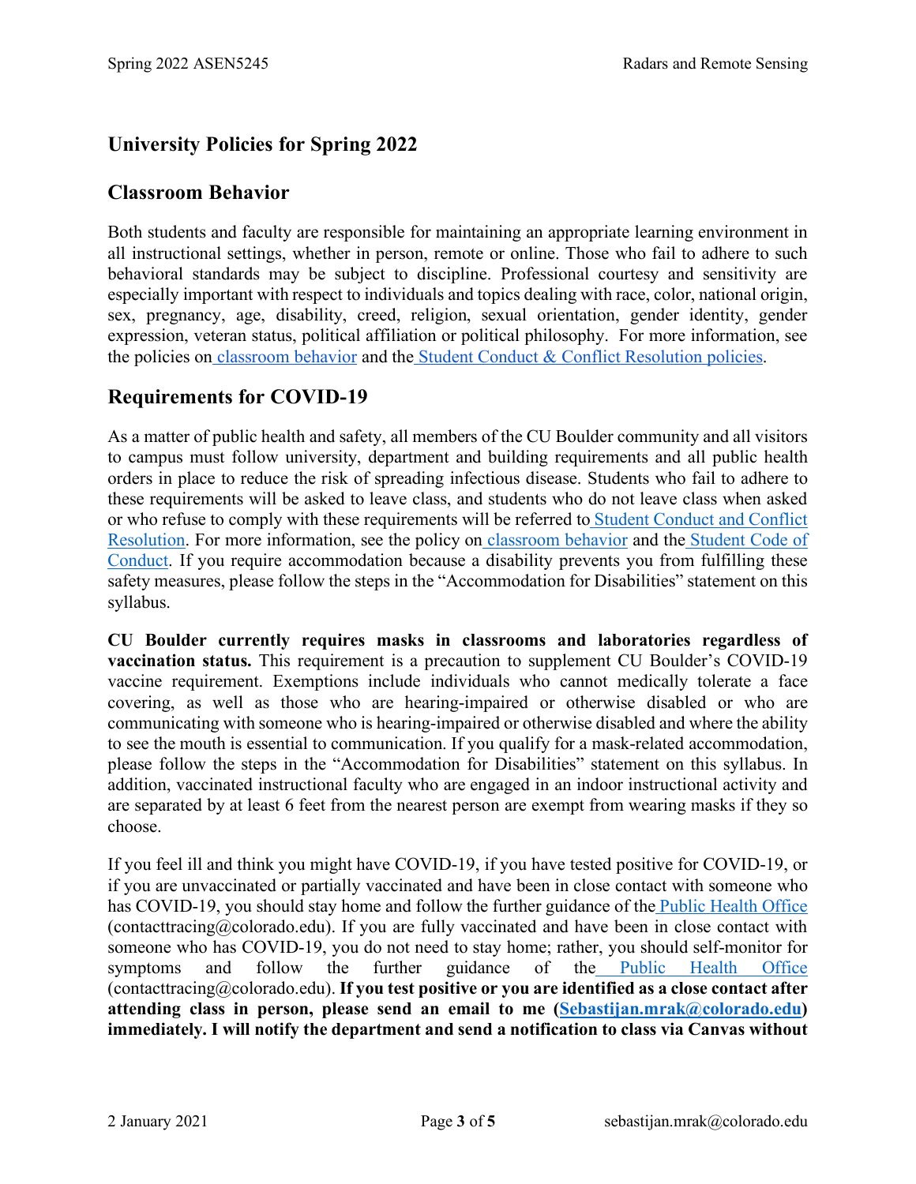## University Policies for Spring 2022

## Classroom Behavior

Both students and faculty are responsible for maintaining an appropriate learning environment in all instructional settings, whether in person, remote or online. Those who fail to adhere to such behavioral standards may be subject to discipline. Professional courtesy and sensitivity are especially important with respect to individuals and topics dealing with race, color, national origin, sex, pregnancy, age, disability, creed, religion, sexual orientation, gender identity, gender expression, veteran status, political affiliation or political philosophy. For more information, see the policies on classroom behavior and the Student Conduct & Conflict Resolution policies.

## Requirements for COVID-19

As a matter of public health and safety, all members of the CU Boulder community and all visitors to campus must follow university, department and building requirements and all public health orders in place to reduce the risk of spreading infectious disease. Students who fail to adhere to these requirements will be asked to leave class, and students who do not leave class when asked or who refuse to comply with these requirements will be referred to Student Conduct and Conflict Resolution. For more information, see the policy on classroom behavior and the Student Code of Conduct. If you require accommodation because a disability prevents you from fulfilling these safety measures, please follow the steps in the "Accommodation for Disabilities" statement on this syllabus.

**CU Boulder currently requires masks in classrooms and laboratories regardless of vaccination status.** This requirement is a precaution to supplement CU Boulder's COVID-19 vaccine requirement. Exemptions include individuals who cannot medically tolerate a face covering, as well as those who are hearing-impaired or otherwise disabled or who are communicating with someone who is hearing-impaired or otherwise disabled and where the ability to see the mouth is essential to communication. If you qualify for a mask-related accommodation, please follow the steps in the "Accommodation for Disabilities" statement on this syllabus. In addition, vaccinated instructional faculty who are engaged in an indoor instructional activity and are separated by at least 6 feet from the nearest person are exempt from wearing masks if they so choose.

If you feel ill and think you might have COVID-19, if you have tested positive for COVID-19, or if you are unvaccinated or partially vaccinated and have been in close contact with someone who has COVID-19, you should stay home and follow the further guidance of the Public Health Office (contacttracing@colorado.edu). If you are fully vaccinated and have been in close contact with someone who has COVID-19, you do not need to stay home; rather, you should self-monitor for symptoms and follow the further guidance of the Public Health Office (contacttracing@colorado.edu). **If you test positive or you are identified as a close contact after attending class in person, please send an email to me (Sebastijan.mrak@colorado.edu) immediately. I will notify the department and send a notification to class via Canvas without**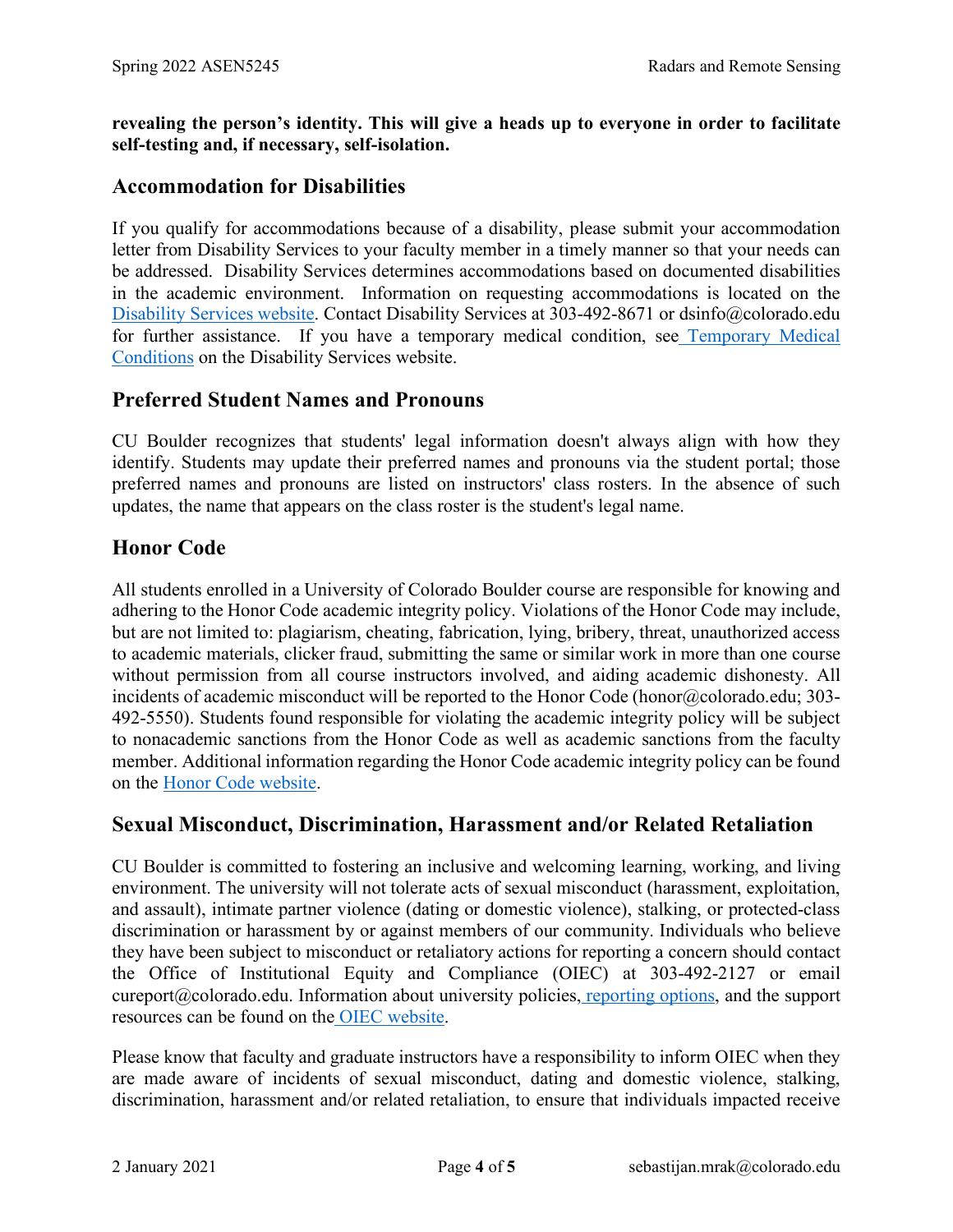**revealing the person's identity. This will give a heads up to everyone in order to facilitate self-testing and, if necessary, self-isolation.**

## Accommodation for Disabilities

If you qualify for accommodations because of a disability, please submit your accommodation letter from Disability Services to your faculty member in a timely manner so that your needs can be addressed. Disability Services determines accommodations based on documented disabilities in the academic environment. Information on requesting accommodations is located on the [Disability Services website](). Contact Disability Services at 303-492-8671 or dsinfo@colorado.edu for further assistance. If you have a temporary medical condition, see [Temporary Medical Conditions]() on the Disability Services website.

## Preferred Student Names and Pronouns

CU Boulder recognizes that students' legal information doesn't always align with how they identify. Students may update their preferred names and pronouns via the student portal; those preferred names and pronouns are listed on instructors' class rosters. In the absence of such updates, the name that appears on the class roster is the student's legal name.

## Honor Code

All students enrolled in a University of Colorado Boulder course are responsible for knowing and adhering to the Honor Code academic integrity policy. Violations of the Honor Code may include, but are not limited to: plagiarism, cheating, fabrication, lying, bribery, threat, unauthorized access to academic materials, clicker fraud, submitting the same or similar work in more than one course without permission from all course instructors involved, and aiding academic dishonesty. All incidents of academic misconduct will be reported to the Honor Code (honor@colorado.edu; 303-492-5550). Students found responsible for violating the academic integrity policy will be subject to nonacademic sanctions from the Honor Code as well as academic sanctions from the faculty member. Additional information regarding the Honor Code academic integrity policy can be found on the [Honor Code website]().

## Sexual Misconduct, Discrimination, Harassment and/or Related Retaliation

CU Boulder is committed to fostering an inclusive and welcoming learning, working, and living environment. The university will not tolerate acts of sexual misconduct (harassment, exploitation, and assault), intimate partner violence (dating or domestic violence), stalking, or protected-class discrimination or harassment by or against members of our community. Individuals who believe they have been subject to misconduct or retaliatory actions for reporting a concern should contact the Office of Institutional Equity and Compliance (OIEC) at 303-492-2127 or email cureport@colorado.edu. Information about university policies, [reporting options](), and the support resources can be found on the [OIEC website]().

Please know that faculty and graduate instructors have a responsibility to inform OIEC when they are made aware of incidents of sexual misconduct, dating and domestic violence, stalking, discrimination, harassment and/or related retaliation, to ensure that individuals impacted receive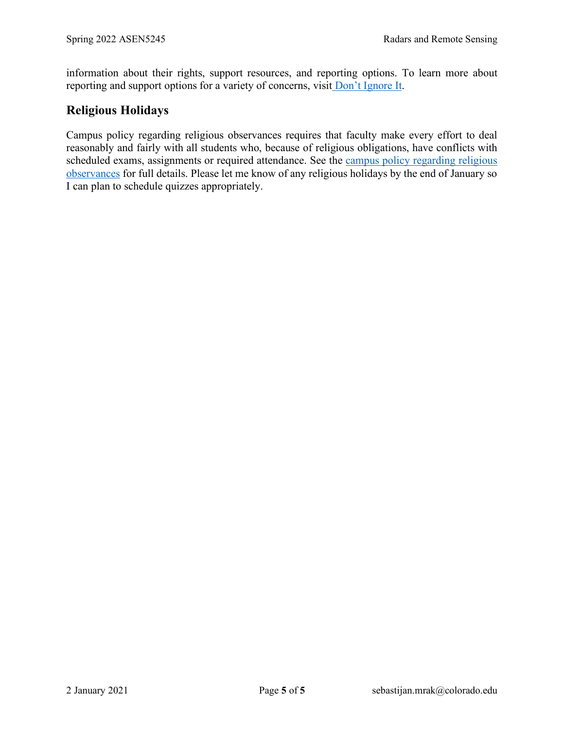information about their rights, support resources, and reporting options. To learn more about reporting and support options for a variety of concerns, visit Don't Ignore It.

## Religious Holidays

Campus policy regarding religious observances requires that faculty make every effort to deal reasonably and fairly with all students who, because of religious obligations, have conflicts with scheduled exams, assignments or required attendance. See the campus policy regarding religious observances for full details. Please let me know of any religious holidays by the end of January so I can plan to schedule quizzes appropriately.